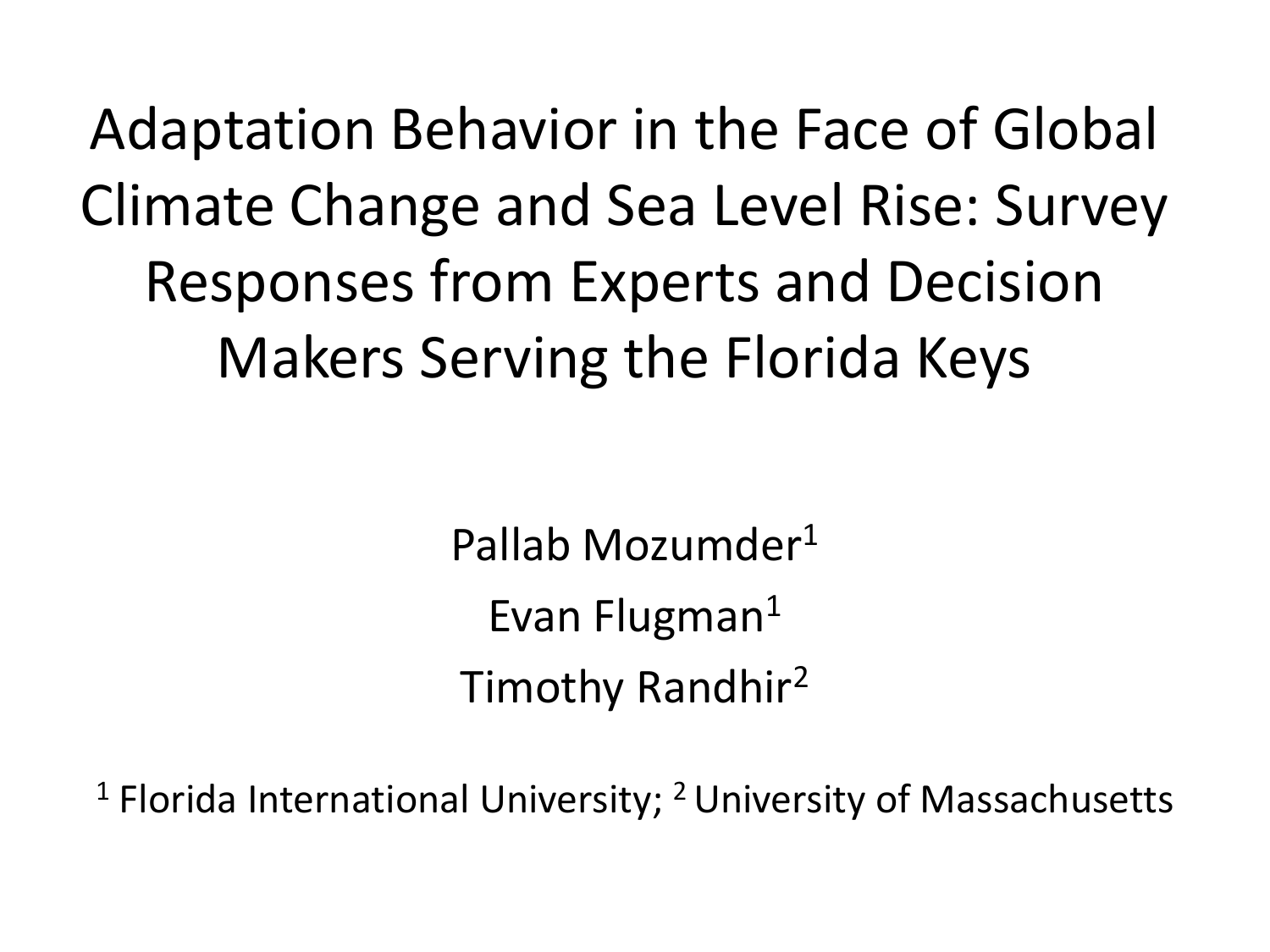# Adaptation Behavior in the Face of Global Climate Change and Sea Level Rise: Survey Responses from Experts and Decision Makers Serving the Florida Keys

Pallab Mozumder[1]

Evan Flugman[1]

Timothy Randhir[2]

[1] Florida International University; [2] University of Massachusetts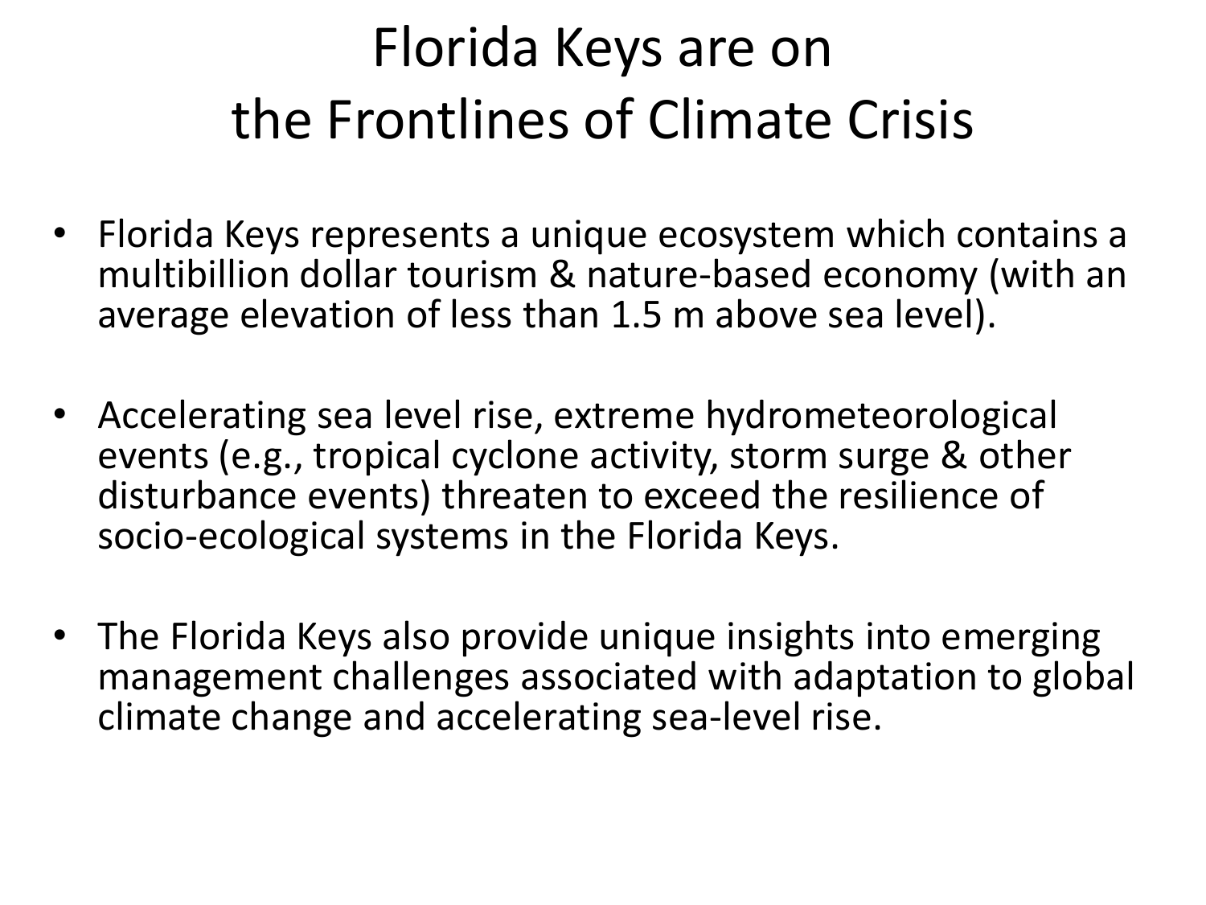# Florida Keys are on the Frontlines of Climate Crisis

- Florida Keys represents a unique ecosystem which contains a multibillion dollar tourism & nature-based economy (with an average elevation of less than 1.5 m above sea level).

- Accelerating sea level rise, extreme hydrometeorological events (e.g., tropical cyclone activity, storm surge & other disturbance events) threaten to exceed the resilience of socio-ecological systems in the Florida Keys.

- The Florida Keys also provide unique insights into emerging management challenges associated with adaptation to global climate change and accelerating sea-level rise.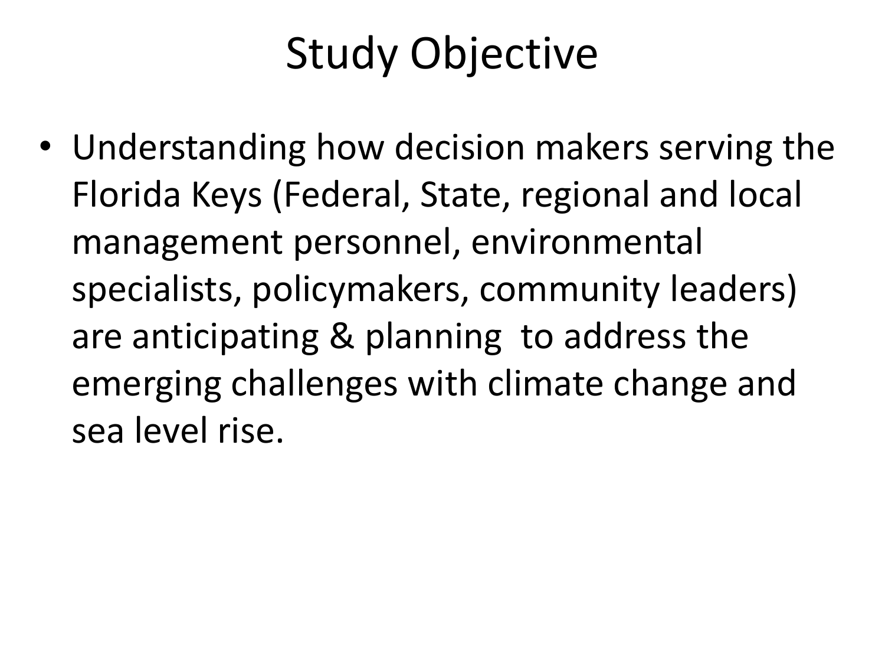# Study Objective

- Understanding how decision makers serving the Florida Keys (Federal, State, regional and local management personnel, environmental specialists, policymakers, community leaders) are anticipating & planning to address the emerging challenges with climate change and sea level rise.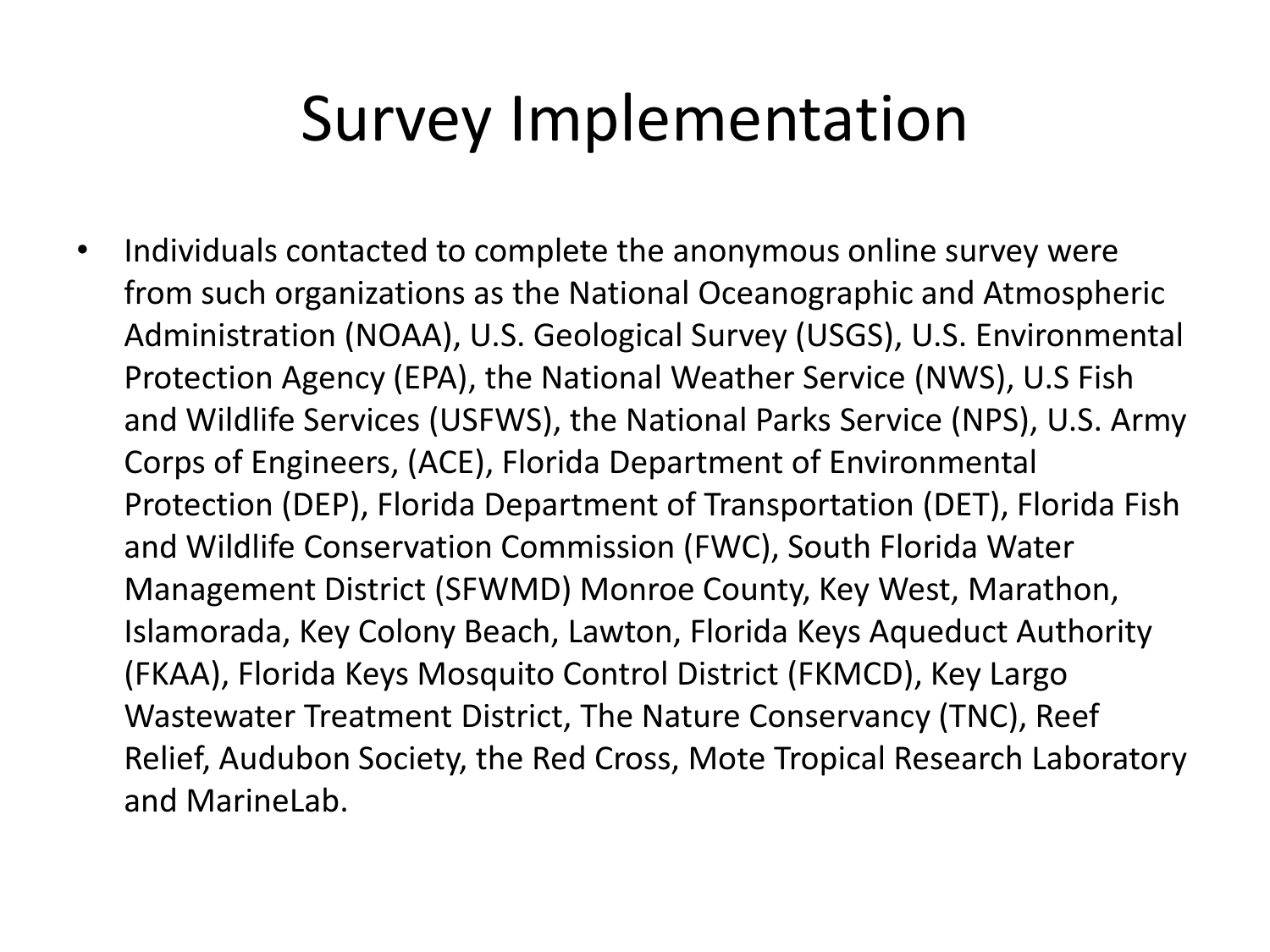# Survey Implementation

- Individuals contacted to complete the anonymous online survey were from such organizations as the National Oceanographic and Atmospheric Administration (NOAA), U.S. Geological Survey (USGS), U.S. Environmental Protection Agency (EPA), the National Weather Service (NWS), U.S Fish and Wildlife Services (USFWS), the National Parks Service (NPS), U.S. Army Corps of Engineers, (ACE), Florida Department of Environmental Protection (DEP), Florida Department of Transportation (DET), Florida Fish and Wildlife Conservation Commission (FWC), South Florida Water Management District (SFWMD) Monroe County, Key West, Marathon, Islamorada, Key Colony Beach, Lawton, Florida Keys Aqueduct Authority (FKAA), Florida Keys Mosquito Control District (FKMCD), Key Largo Wastewater Treatment District, The Nature Conservancy (TNC), Reef Relief, Audubon Society, the Red Cross, Mote Tropical Research Laboratory and MarineLab.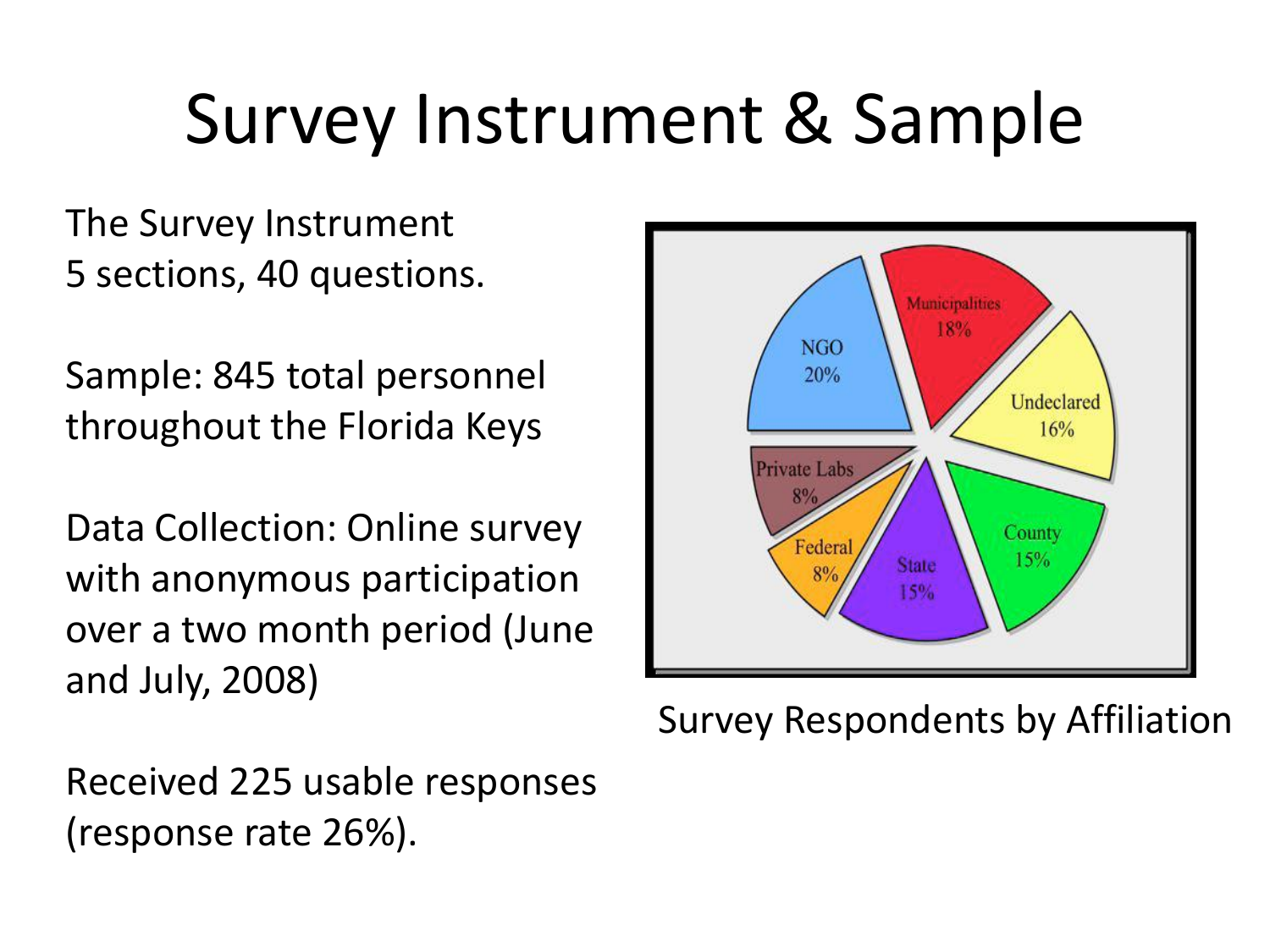# Survey Instrument & Sample

The Survey Instrument
5 sections, 40 questions.

Sample: 845 total personnel throughout the Florida Keys

Data Collection: Online survey with anonymous participation over a two month period (June and July, 2008)

Received 225 usable responses (response rate 26%).

| Affiliation | Percentage |
| --- | --- |
| NGO | 20% |
| Municipalities | 18% |
| Undeclared | 16% |
| County | 15% |
| State | 15% |
| Federal | 8% |
| Private Labs | 8% |

Survey Respondents by Affiliation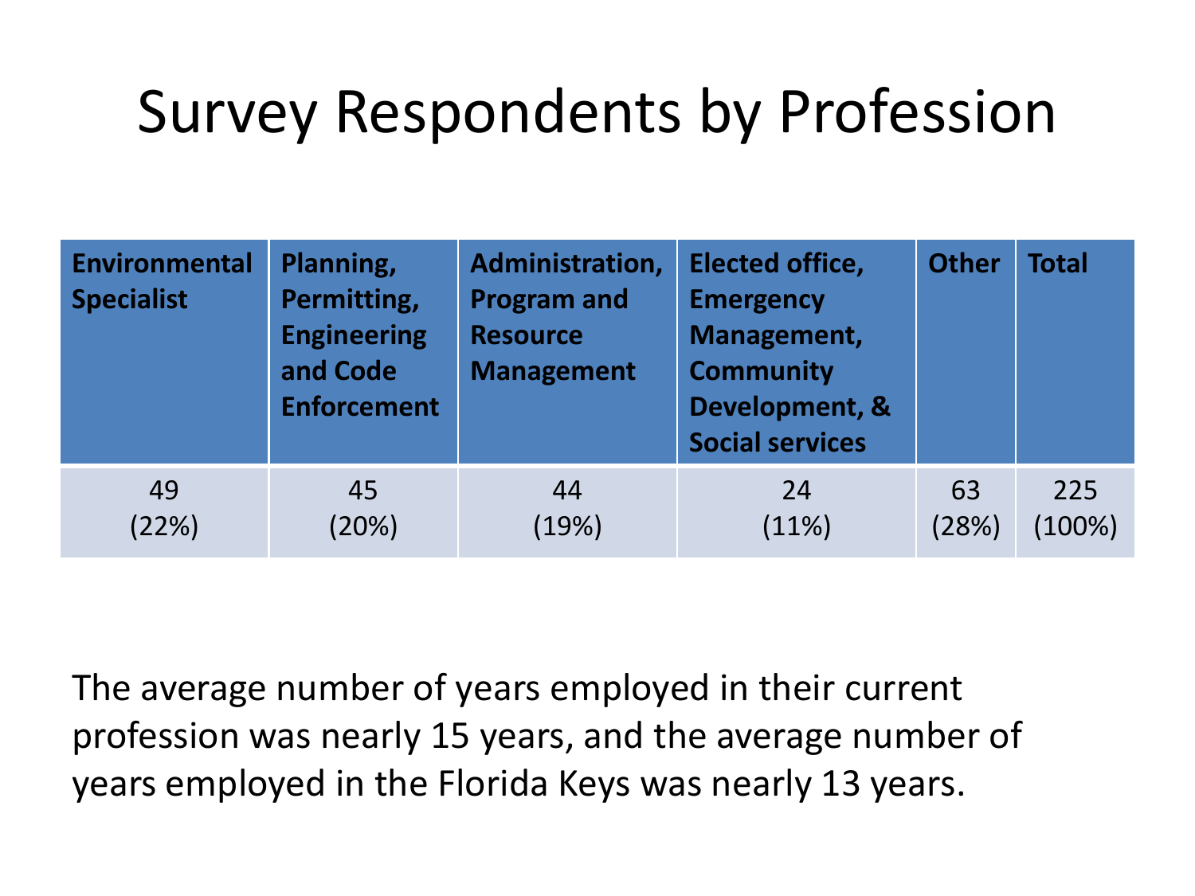# Survey Respondents by Profession

| Environmental Specialist | Planning, Permitting, Engineering and Code Enforcement | Administration, Program and Resource Management | Elected office, Emergency Management, Community Development, & Social services | Other | Total |
|---|---|---|---|---|---|
| 49 (22%) | 45 (20%) | 44 (19%) | 24 (11%) | 63 (28%) | 225 (100%) |

The average number of years employed in their current profession was nearly 15 years, and the average number of years employed in the Florida Keys was nearly 13 years.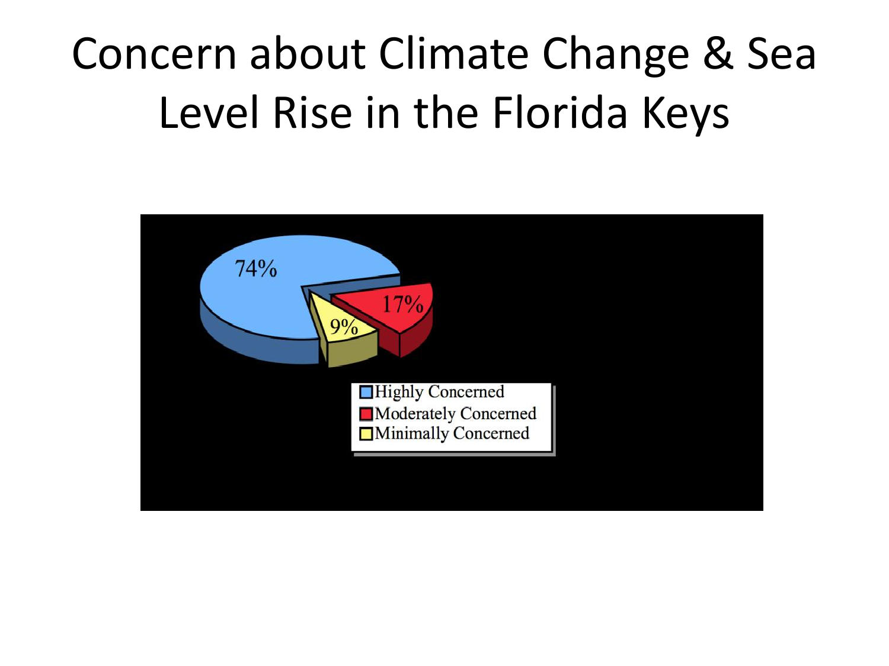# Concern about Climate Change & Sea Level Rise in the Florida Keys

74%

17%

9%

Highly Concerned
Moderately Concerned
Minimally Concerned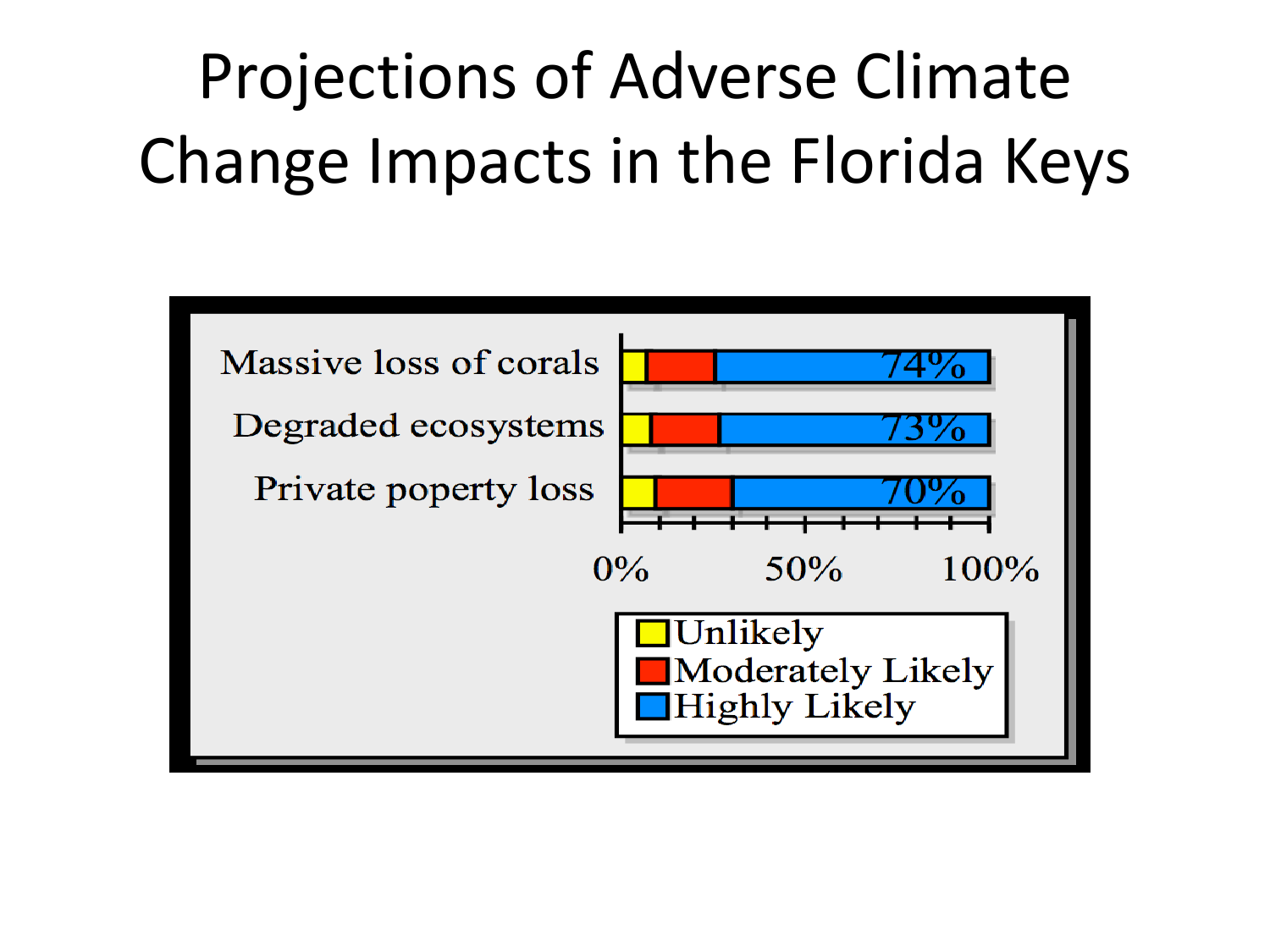# Projections of Adverse Climate Change Impacts in the Florida Keys

Massive loss of corals — 74%

Degraded ecosystems — 73%

Private poperty loss — 70%

0% 50% 100%

Unlikely

Moderately Likely

Highly Likely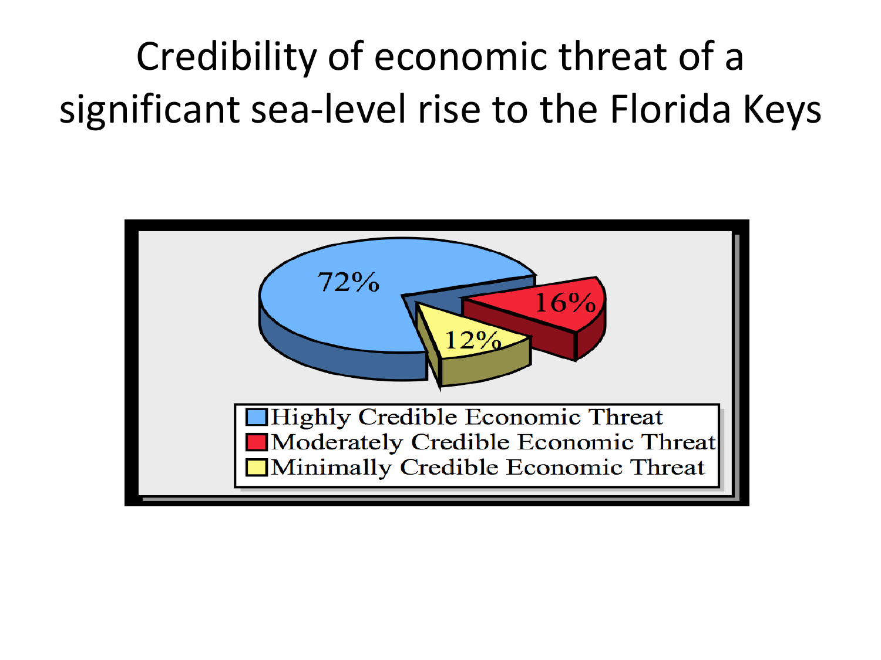# Credibility of economic threat of a significant sea-level rise to the Florida Keys

| Category | Percentage |
| --- | --- |
| Highly Credible Economic Threat | 72% |
| Moderately Credible Economic Threat | 16% |
| Minimally Credible Economic Threat | 12% |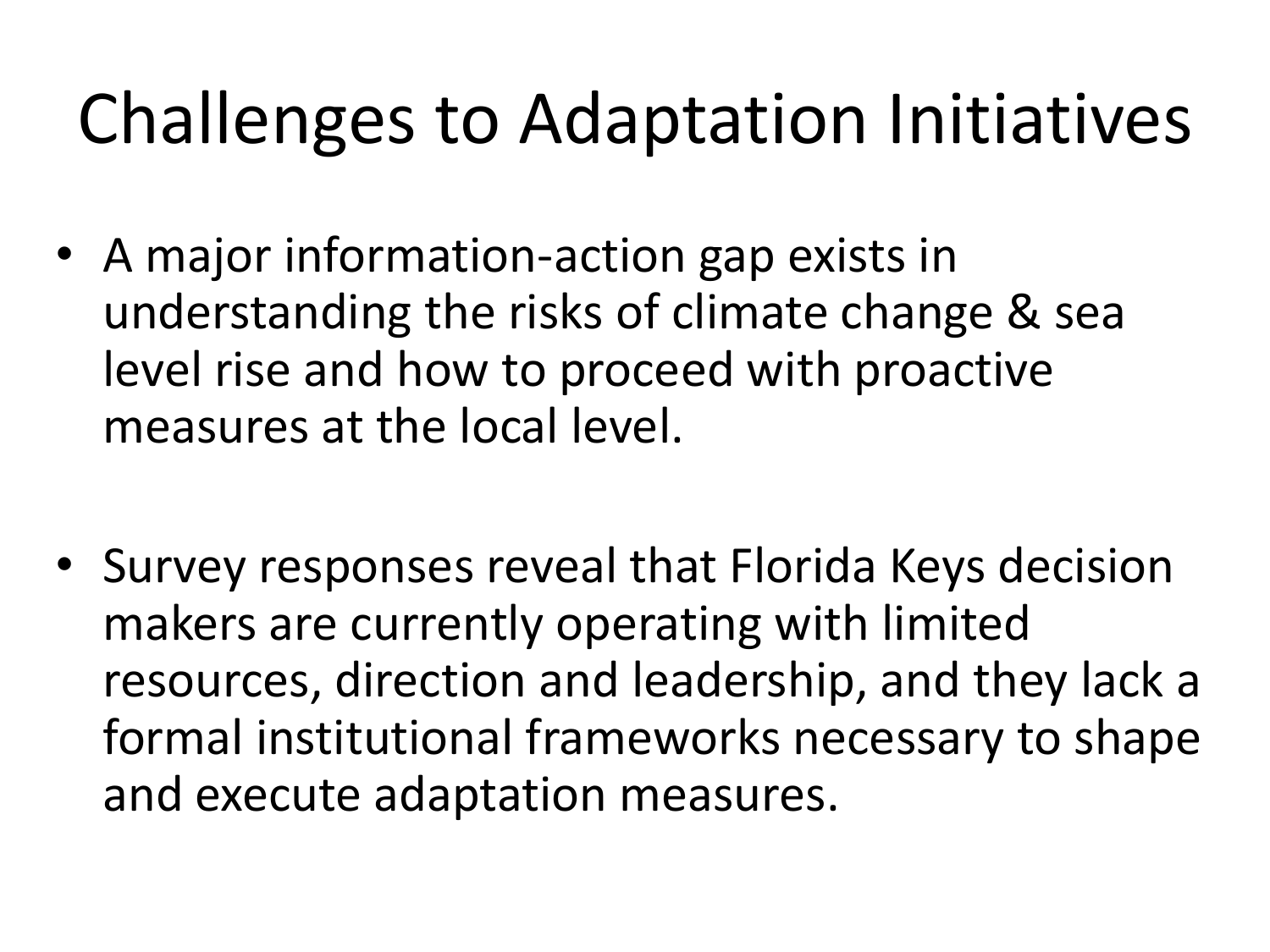# Challenges to Adaptation Initiatives

- A major information-action gap exists in understanding the risks of climate change & sea level rise and how to proceed with proactive measures at the local level.

- Survey responses reveal that Florida Keys decision makers are currently operating with limited resources, direction and leadership, and they lack a formal institutional frameworks necessary to shape and execute adaptation measures.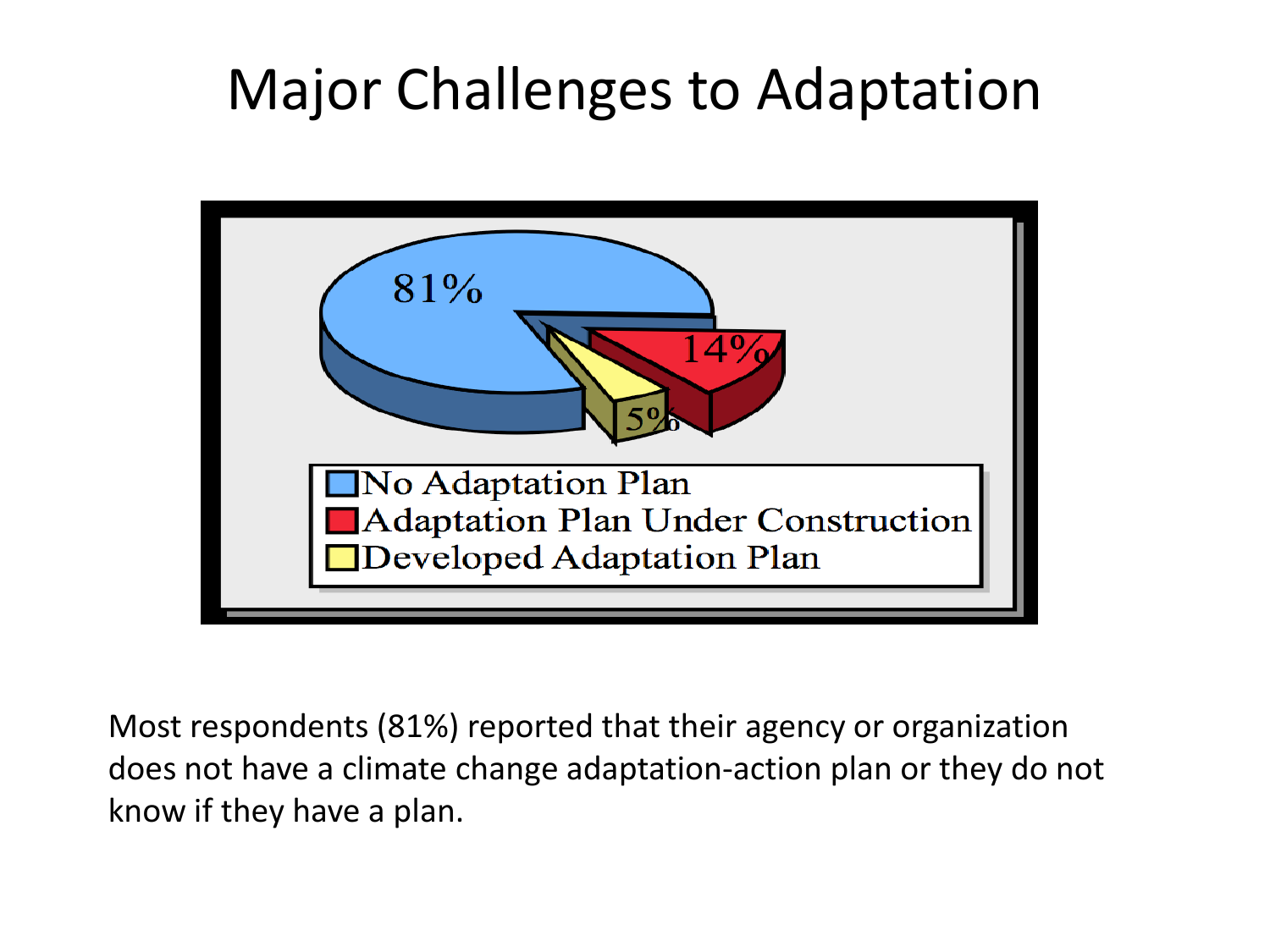# Major Challenges to Adaptation

81%

14%

5%

- No Adaptation Plan
- Adaptation Plan Under Construction
- Developed Adaptation Plan

Most respondents (81%) reported that their agency or organization does not have a climate change adaptation-action plan or they do not know if they have a plan.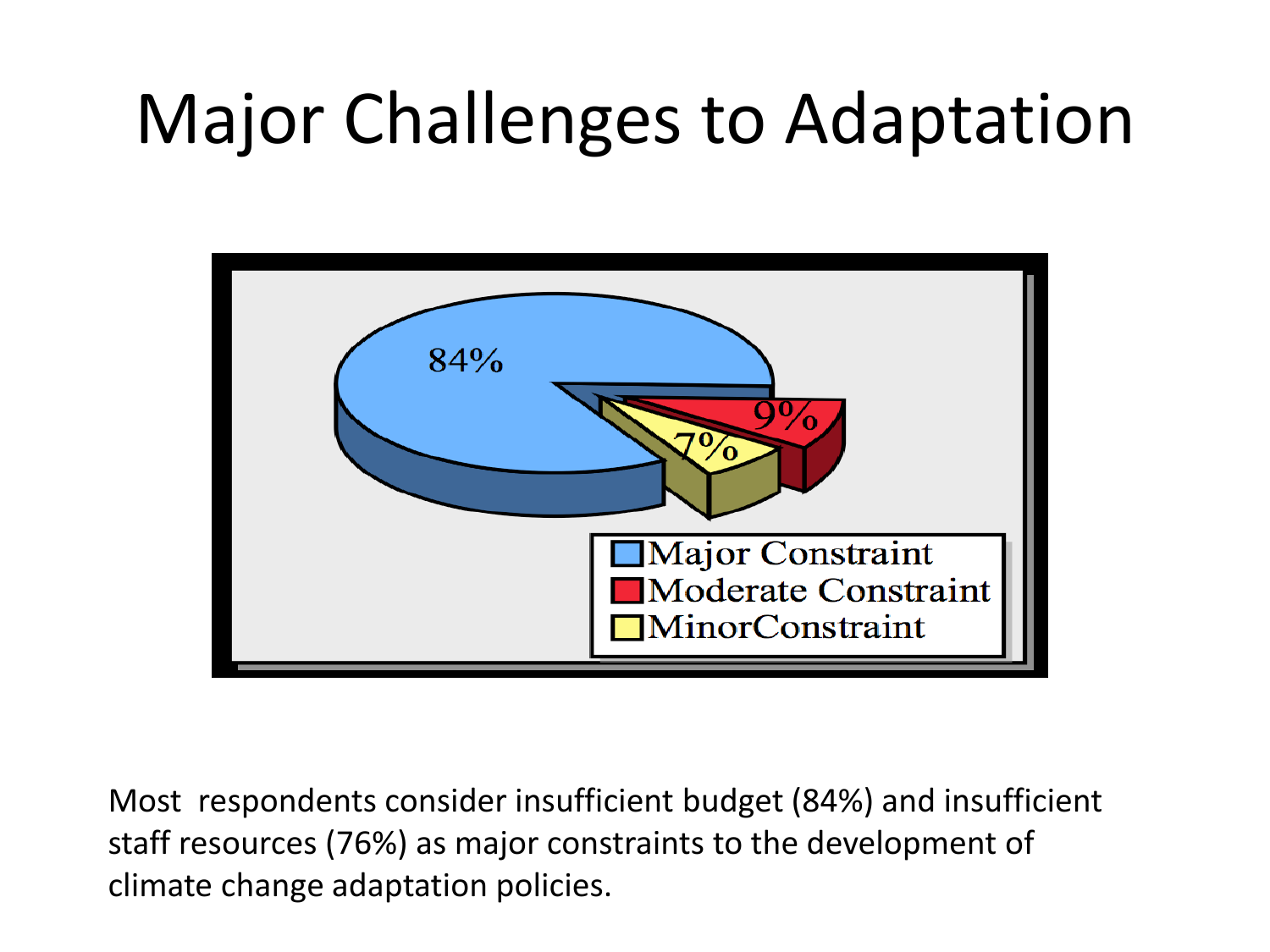# Major Challenges to Adaptation

84%

9%

7%

- Major Constraint
- Moderate Constraint
- MinorConstraint

Most respondents consider insufficient budget (84%) and insufficient staff resources (76%) as major constraints to the development of climate change adaptation policies.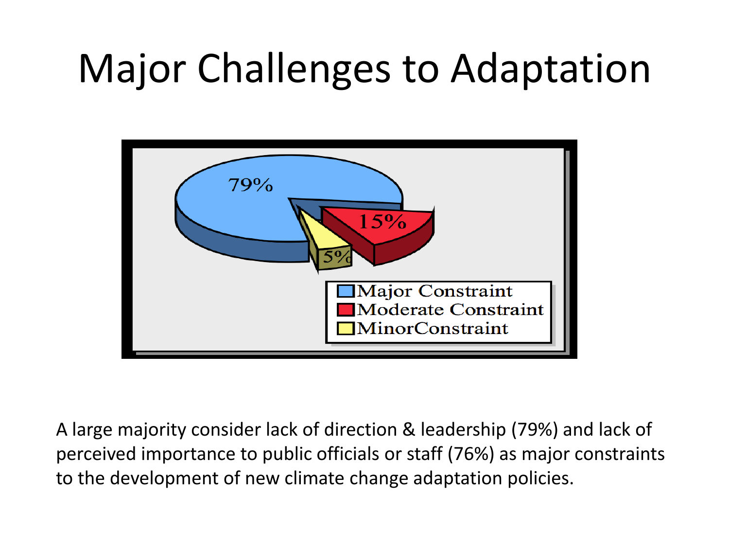# Major Challenges to Adaptation

A large majority consider lack of direction & leadership (79%) and lack of perceived importance to public officials or staff (76%) as major constraints to the development of new climate change adaptation policies.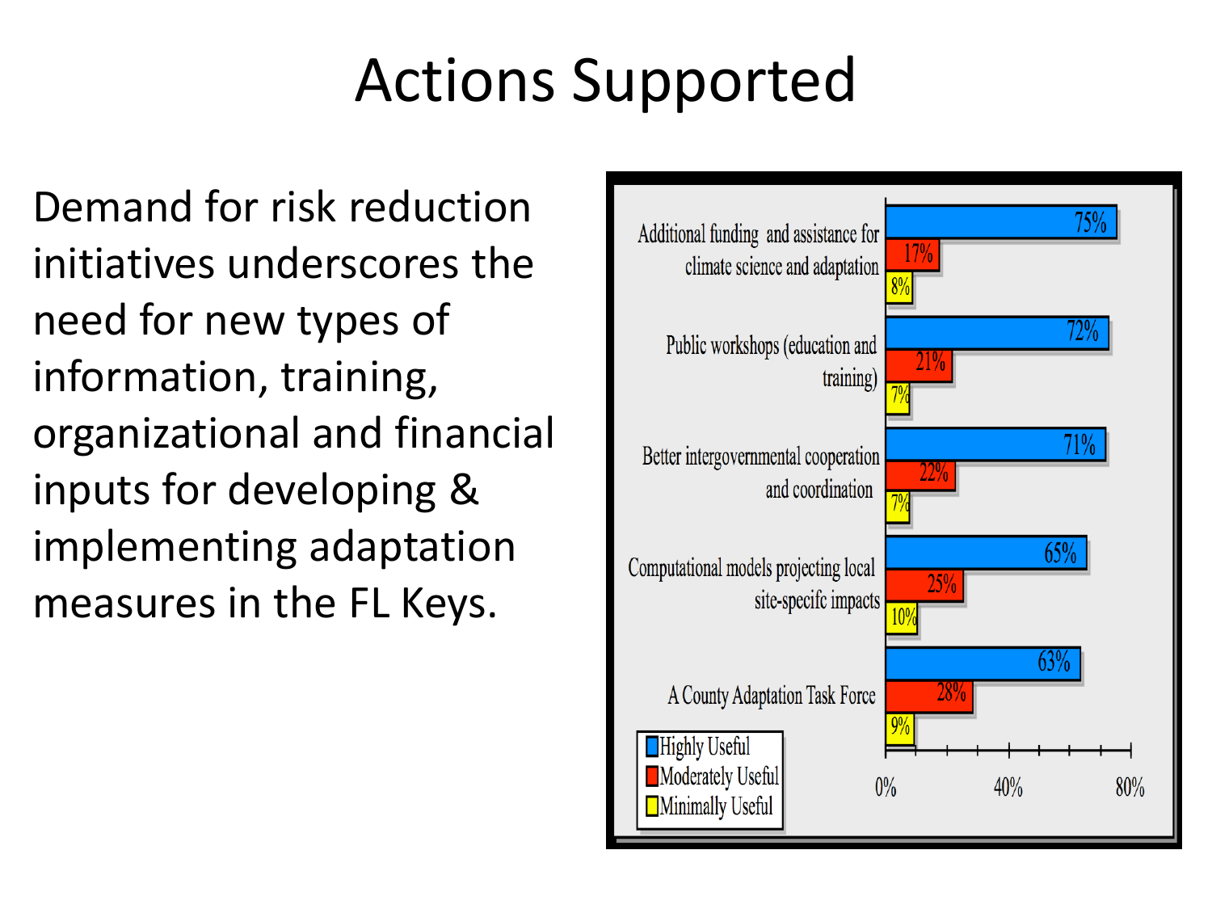# Actions Supported

Demand for risk reduction initiatives underscores the need for new types of information, training, organizational and financial inputs for developing & implementing adaptation measures in the FL Keys.

| | Highly Useful | Moderately Useful | Minimally Useful |
|---|---|---|---|
| Additional funding and assistance for climate science and adaptation | 75% | 17% | 8% |
| Public workshops (education and training) | 72% | 21% | 7% |
| Better intergovernmental cooperation and coordination | 71% | 22% | 7% |
| Computational models projecting local site-specifc impacts | 65% | 25% | 10% |
| A County Adaptation Task Force | 63% | 28% | 9% |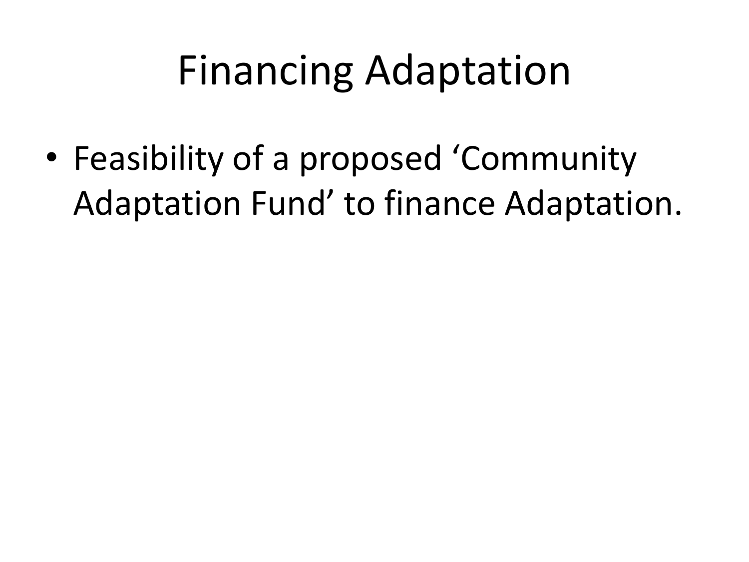# Financing Adaptation

- Feasibility of a proposed 'Community Adaptation Fund' to finance Adaptation.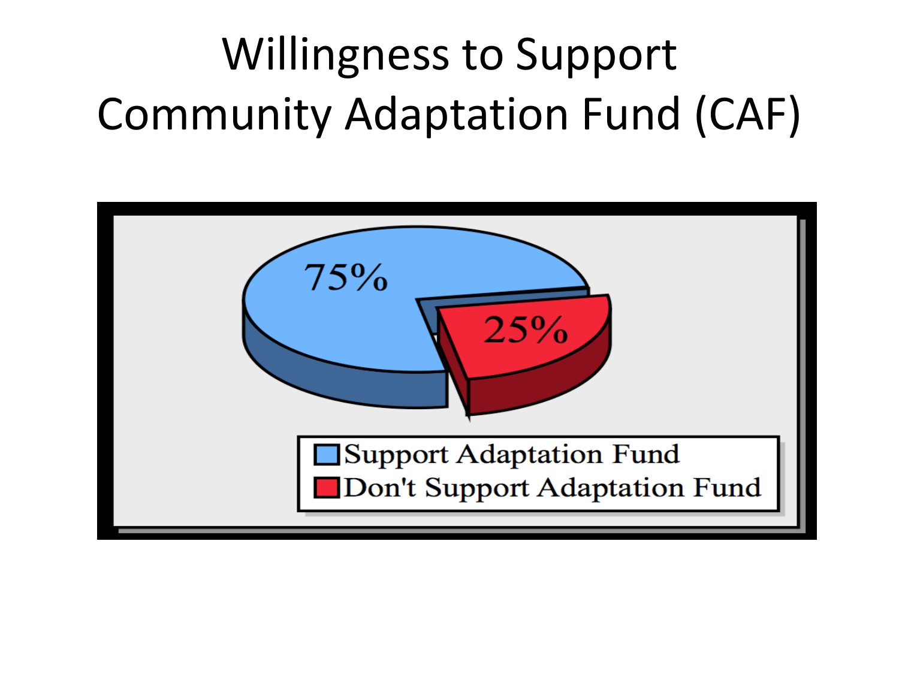# Willingness to Support Community Adaptation Fund (CAF)

75%

25%

Support Adaptation Fund

Don't Support Adaptation Fund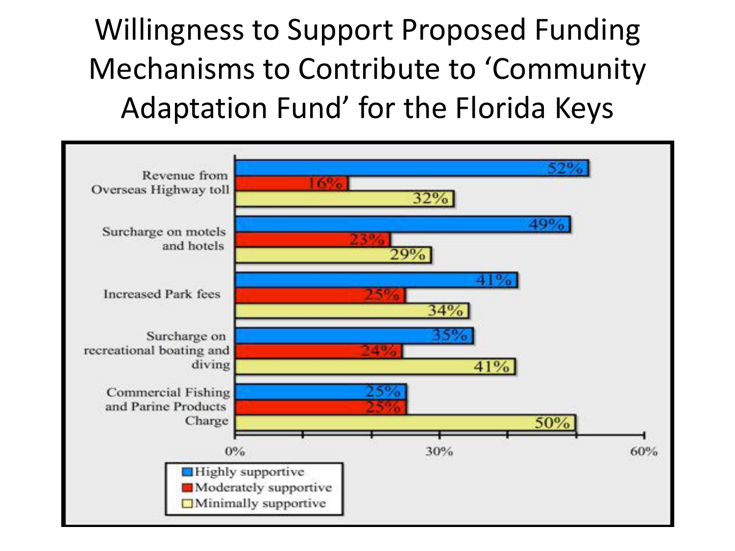# Willingness to Support Proposed Funding Mechanisms to Contribute to 'Community Adaptation Fund' for the Florida Keys

| Funding mechanism | Highly supportive | Moderately supportive | Minimally supportive |
| --- | --- | --- | --- |
| Revenue from Overseas Highway toll | 52% | 16% | 32% |
| Surcharge on motels and hotels | 49% | 23% | 29% |
| Increased Park fees | 41% | 25% | 34% |
| Surcharge on recreational boating and diving | 35% | 24% | 41% |
| Commercial Fishing and Parine Products Charge | 25% | 25% | 50% |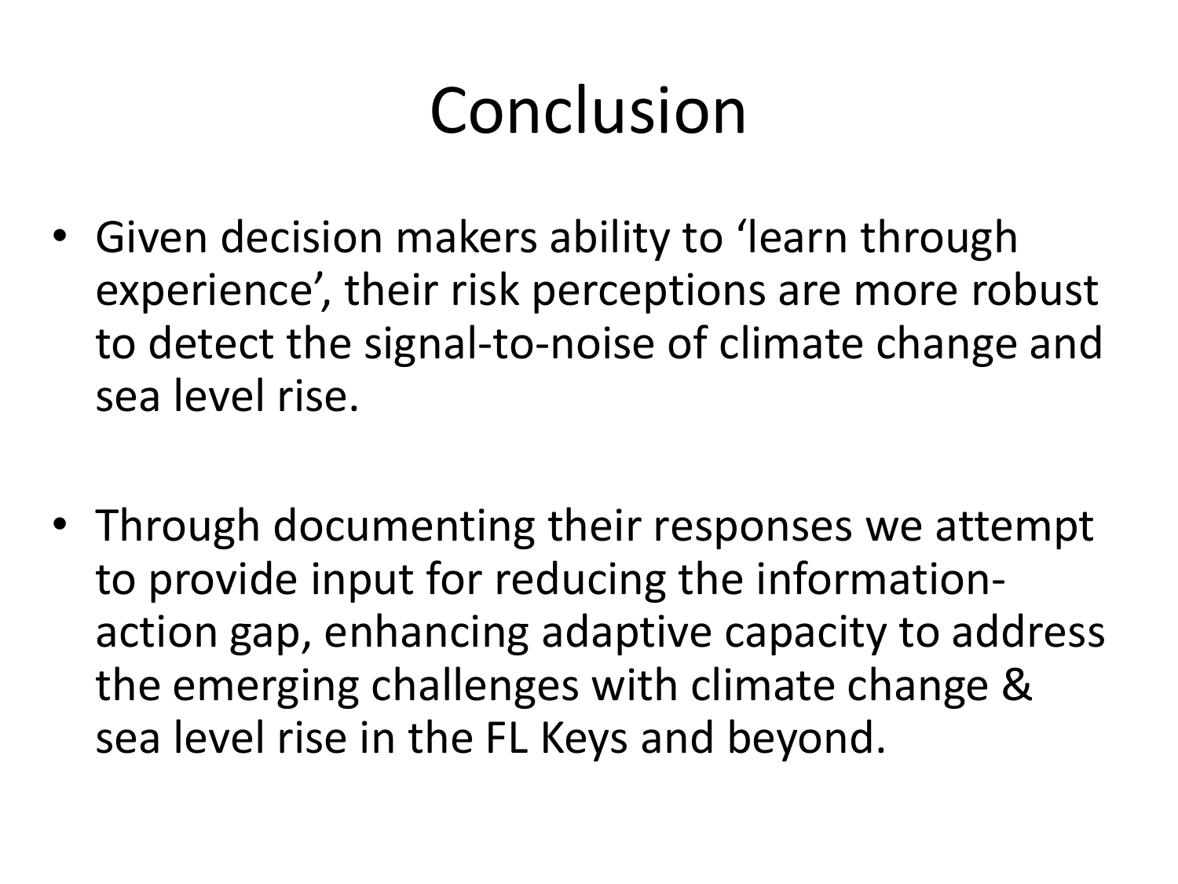# Conclusion

- Given decision makers ability to 'learn through experience', their risk perceptions are more robust to detect the signal-to-noise of climate change and sea level rise.
- Through documenting their responses we attempt to provide input for reducing the information-action gap, enhancing adaptive capacity to address the emerging challenges with climate change & sea level rise in the FL Keys and beyond.